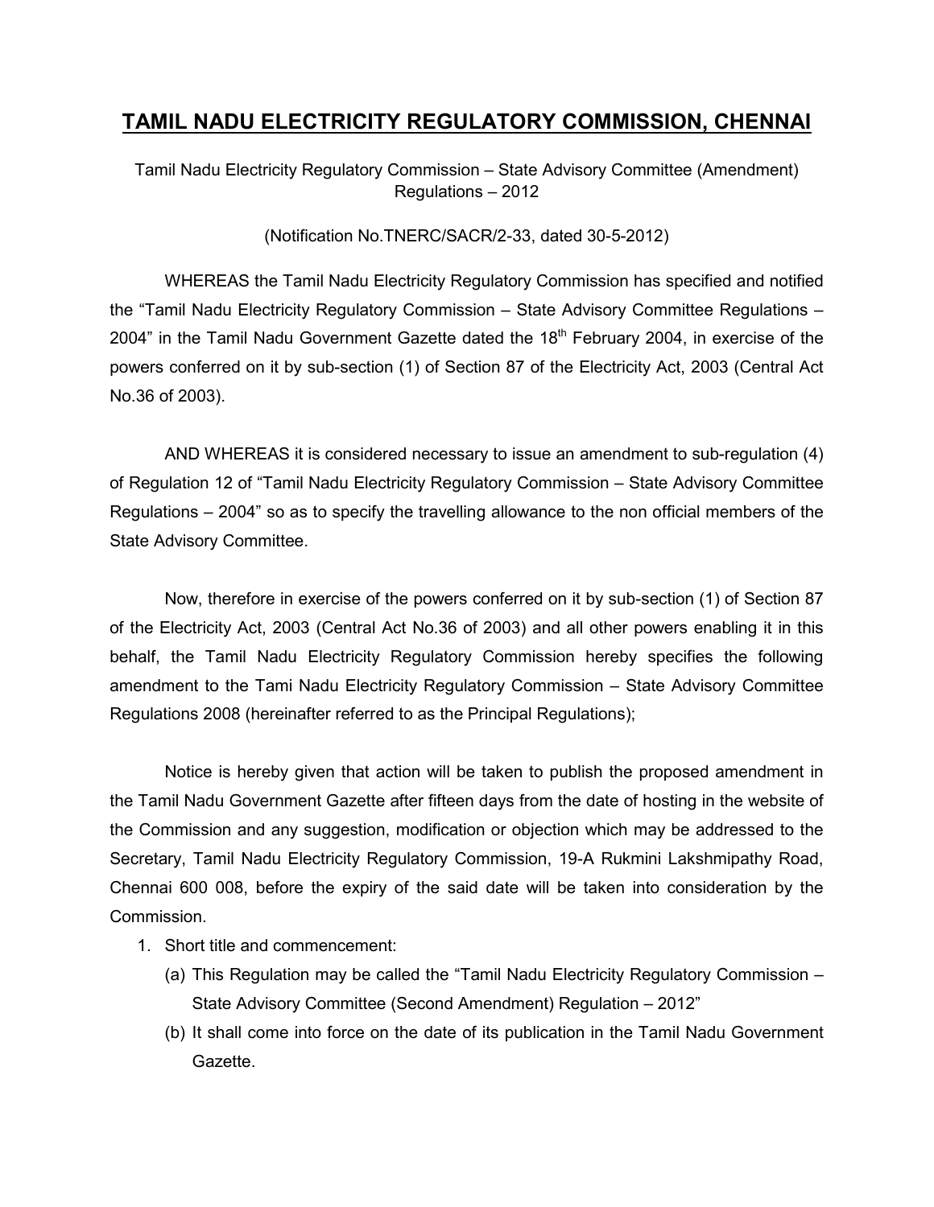# TAMIL NADU ELECTRICITY REGULATORY COMMISSION, CHENNAI

Tamil Nadu Electricity Regulatory Commission – State Advisory Committee (Amendment) Regulations – 2012

(Notification No.TNERC/SACR/2-33, dated 30-5-2012)

WHEREAS the Tamil Nadu Electricity Regulatory Commission has specified and notified the "Tamil Nadu Electricity Regulatory Commission – State Advisory Committee Regulations – 2004" in the Tamil Nadu Government Gazette dated the 18th February 2004, in exercise of the powers conferred on it by sub-section (1) of Section 87 of the Electricity Act, 2003 (Central Act No.36 of 2003).

AND WHEREAS it is considered necessary to issue an amendment to sub-regulation (4) of Regulation 12 of "Tamil Nadu Electricity Regulatory Commission – State Advisory Committee Regulations – 2004" so as to specify the travelling allowance to the non official members of the State Advisory Committee.

Now, therefore in exercise of the powers conferred on it by sub-section (1) of Section 87 of the Electricity Act, 2003 (Central Act No.36 of 2003) and all other powers enabling it in this behalf, the Tamil Nadu Electricity Regulatory Commission hereby specifies the following amendment to the Tami Nadu Electricity Regulatory Commission – State Advisory Committee Regulations 2008 (hereinafter referred to as the Principal Regulations);

Notice is hereby given that action will be taken to publish the proposed amendment in the Tamil Nadu Government Gazette after fifteen days from the date of hosting in the website of the Commission and any suggestion, modification or objection which may be addressed to the Secretary, Tamil Nadu Electricity Regulatory Commission, 19-A Rukmini Lakshmipathy Road, Chennai 600 008, before the expiry of the said date will be taken into consideration by the Commission.

1. Short title and commencement:
   (a) This Regulation may be called the "Tamil Nadu Electricity Regulatory Commission – State Advisory Committee (Second Amendment) Regulation – 2012"
   (b) It shall come into force on the date of its publication in the Tamil Nadu Government Gazette.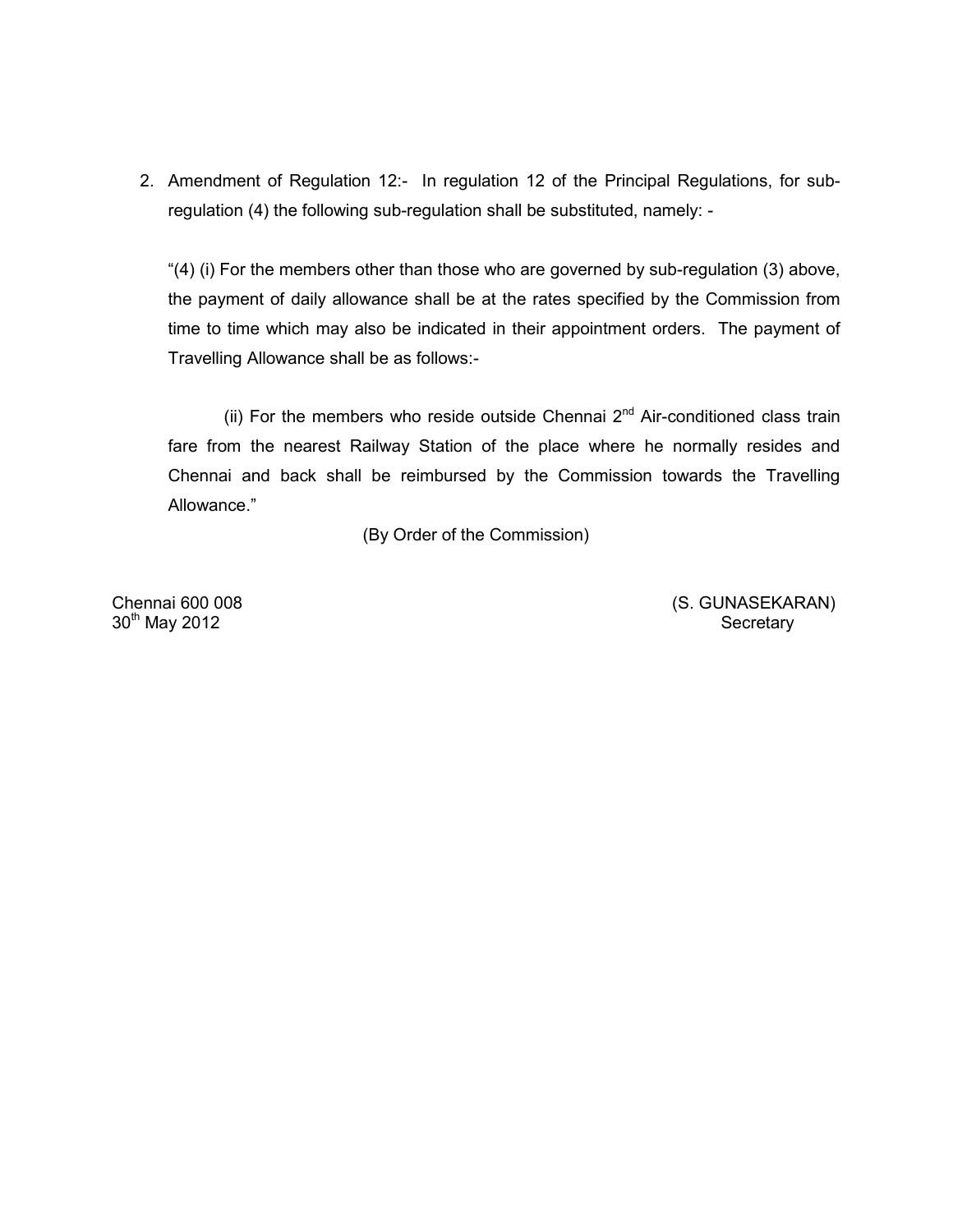2. Amendment of Regulation 12:- In regulation 12 of the Principal Regulations, for sub-regulation (4) the following sub-regulation shall be substituted, namely: -

   "(4) (i) For the members other than those who are governed by sub-regulation (3) above, the payment of daily allowance shall be at the rates specified by the Commission from time to time which may also be indicated in their appointment orders. The payment of Travelling Allowance shall be as follows:-

   (ii) For the members who reside outside Chennai 2nd Air-conditioned class train fare from the nearest Railway Station of the place where he normally resides and Chennai and back shall be reimbursed by the Commission towards the Travelling Allowance."

(By Order of the Commission)

Chennai 600 008
30th May 2012

(S. GUNASEKARAN)
Secretary